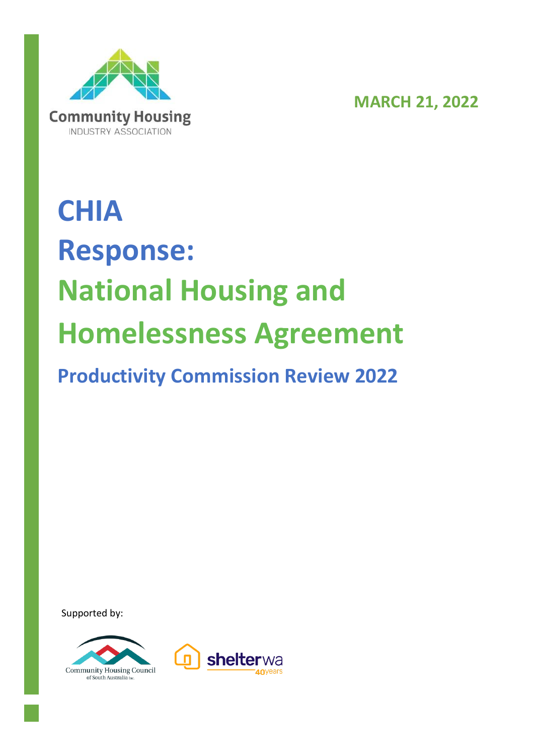Community Housing
INDUSTRY ASSOCIATION

**MARCH 21, 2022**

# CHIA Response: National Housing and Homelessness Agreement

## Productivity Commission Review 2022

Supported by:

Community Housing Council of South Australia Inc.

shelterwa 40years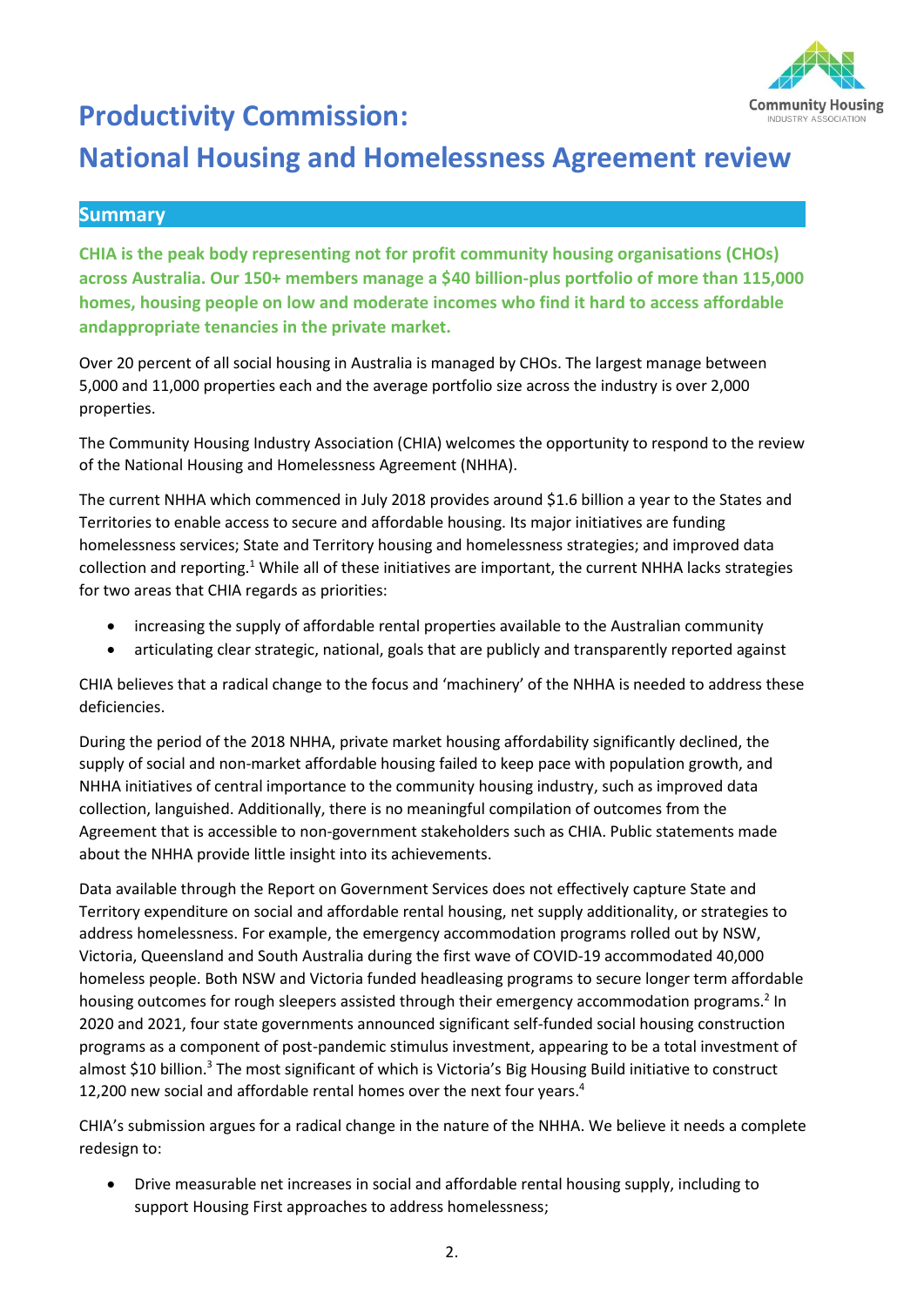# Productivity Commission: National Housing and Homelessness Agreement review

## Summary

**CHIA is the peak body representing not for profit community housing organisations (CHOs) across Australia. Our 150+ members manage a $40 billion-plus portfolio of more than 115,000 homes, housing people on low and moderate incomes who find it hard to access affordable andappropriate tenancies in the private market.**

Over 20 percent of all social housing in Australia is managed by CHOs. The largest manage between 5,000 and 11,000 properties each and the average portfolio size across the industry is over 2,000 properties.

The Community Housing Industry Association (CHIA) welcomes the opportunity to respond to the review of the National Housing and Homelessness Agreement (NHHA).

The current NHHA which commenced in July 2018 provides around $1.6 billion a year to the States and Territories to enable access to secure and affordable housing. Its major initiatives are funding homelessness services; State and Territory housing and homelessness strategies; and improved data collection and reporting.[1] While all of these initiatives are important, the current NHHA lacks strategies for two areas that CHIA regards as priorities:

- increasing the supply of affordable rental properties available to the Australian community
- articulating clear strategic, national, goals that are publicly and transparently reported against

CHIA believes that a radical change to the focus and 'machinery' of the NHHA is needed to address these deficiencies.

During the period of the 2018 NHHA, private market housing affordability significantly declined, the supply of social and non-market affordable housing failed to keep pace with population growth, and NHHA initiatives of central importance to the community housing industry, such as improved data collection, languished. Additionally, there is no meaningful compilation of outcomes from the Agreement that is accessible to non-government stakeholders such as CHIA. Public statements made about the NHHA provide little insight into its achievements.

Data available through the Report on Government Services does not effectively capture State and Territory expenditure on social and affordable rental housing, net supply additionality, or strategies to address homelessness. For example, the emergency accommodation programs rolled out by NSW, Victoria, Queensland and South Australia during the first wave of COVID-19 accommodated 40,000 homeless people. Both NSW and Victoria funded headleasing programs to secure longer term affordable housing outcomes for rough sleepers assisted through their emergency accommodation programs.[2] In 2020 and 2021, four state governments announced significant self-funded social housing construction programs as a component of post-pandemic stimulus investment, appearing to be a total investment of almost $10 billion.[3] The most significant of which is Victoria's Big Housing Build initiative to construct 12,200 new social and affordable rental homes over the next four years.[4]

CHIA's submission argues for a radical change in the nature of the NHHA. We believe it needs a complete redesign to:

- Drive measurable net increases in social and affordable rental housing supply, including to support Housing First approaches to address homelessness;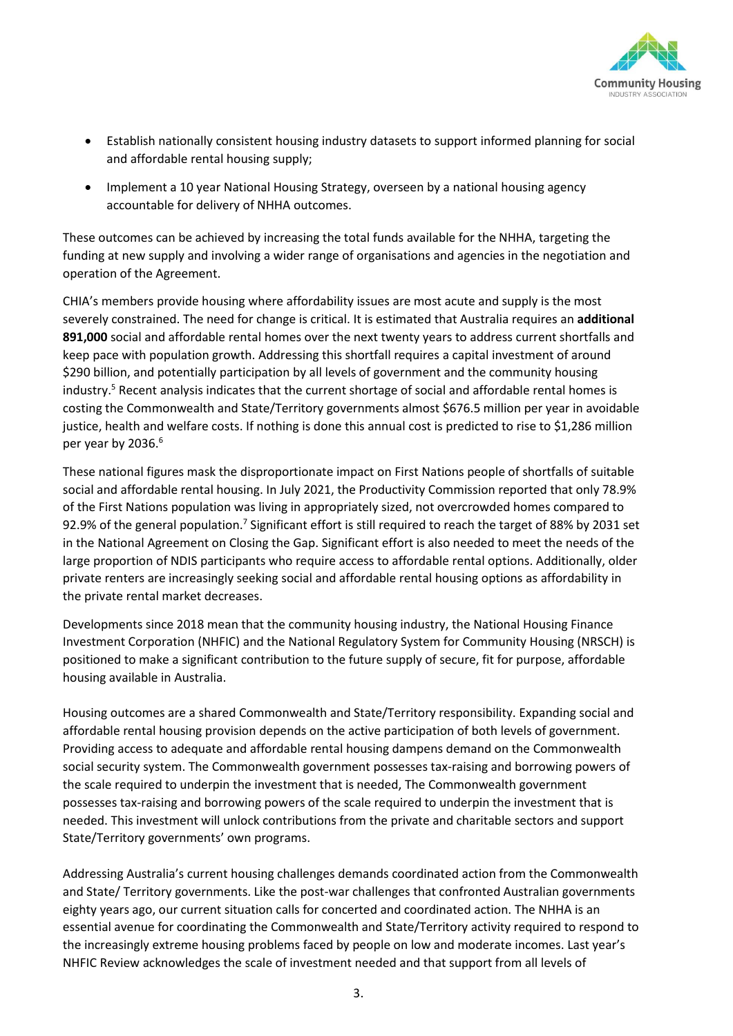- Establish nationally consistent housing industry datasets to support informed planning for social and affordable rental housing supply;
- Implement a 10 year National Housing Strategy, overseen by a national housing agency accountable for delivery of NHHA outcomes.

These outcomes can be achieved by increasing the total funds available for the NHHA, targeting the funding at new supply and involving a wider range of organisations and agencies in the negotiation and operation of the Agreement.

CHIA's members provide housing where affordability issues are most acute and supply is the most severely constrained. The need for change is critical. It is estimated that Australia requires an **additional 891,000** social and affordable rental homes over the next twenty years to address current shortfalls and keep pace with population growth. Addressing this shortfall requires a capital investment of around $290 billion, and potentially participation by all levels of government and the community housing industry.[5] Recent analysis indicates that the current shortage of social and affordable rental homes is costing the Commonwealth and State/Territory governments almost $676.5 million per year in avoidable justice, health and welfare costs. If nothing is done this annual cost is predicted to rise to $1,286 million per year by 2036.[6]

These national figures mask the disproportionate impact on First Nations people of shortfalls of suitable social and affordable rental housing. In July 2021, the Productivity Commission reported that only 78.9% of the First Nations population was living in appropriately sized, not overcrowded homes compared to 92.9% of the general population.[7] Significant effort is still required to reach the target of 88% by 2031 set in the National Agreement on Closing the Gap. Significant effort is also needed to meet the needs of the large proportion of NDIS participants who require access to affordable rental options. Additionally, older private renters are increasingly seeking social and affordable rental housing options as affordability in the private rental market decreases.

Developments since 2018 mean that the community housing industry, the National Housing Finance Investment Corporation (NHFIC) and the National Regulatory System for Community Housing (NRSCH) is positioned to make a significant contribution to the future supply of secure, fit for purpose, affordable housing available in Australia.

Housing outcomes are a shared Commonwealth and State/Territory responsibility. Expanding social and affordable rental housing provision depends on the active participation of both levels of government. Providing access to adequate and affordable rental housing dampens demand on the Commonwealth social security system. The Commonwealth government possesses tax-raising and borrowing powers of the scale required to underpin the investment that is needed, The Commonwealth government possesses tax-raising and borrowing powers of the scale required to underpin the investment that is needed. This investment will unlock contributions from the private and charitable sectors and support State/Territory governments' own programs.

Addressing Australia's current housing challenges demands coordinated action from the Commonwealth and State/ Territory governments. Like the post-war challenges that confronted Australian governments eighty years ago, our current situation calls for concerted and coordinated action. The NHHA is an essential avenue for coordinating the Commonwealth and State/Territory activity required to respond to the increasingly extreme housing problems faced by people on low and moderate incomes. Last year's NHFIC Review acknowledges the scale of investment needed and that support from all levels of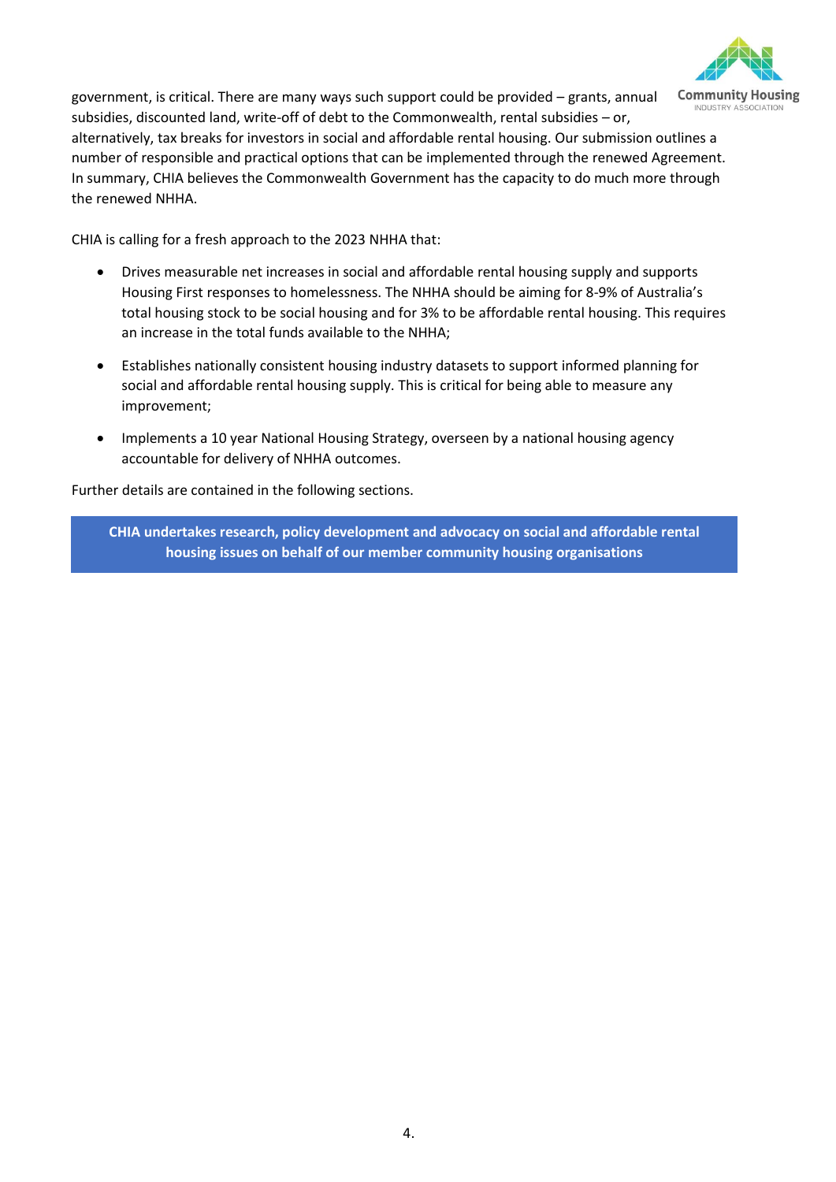government, is critical. There are many ways such support could be provided – grants, annual subsidies, discounted land, write-off of debt to the Commonwealth, rental subsidies – or, alternatively, tax breaks for investors in social and affordable rental housing. Our submission outlines a number of responsible and practical options that can be implemented through the renewed Agreement. In summary, CHIA believes the Commonwealth Government has the capacity to do much more through the renewed NHHA.

CHIA is calling for a fresh approach to the 2023 NHHA that:

- Drives measurable net increases in social and affordable rental housing supply and supports Housing First responses to homelessness. The NHHA should be aiming for 8-9% of Australia's total housing stock to be social housing and for 3% to be affordable rental housing. This requires an increase in the total funds available to the NHHA;
- Establishes nationally consistent housing industry datasets to support informed planning for social and affordable rental housing supply. This is critical for being able to measure any improvement;
- Implements a 10 year National Housing Strategy, overseen by a national housing agency accountable for delivery of NHHA outcomes.

Further details are contained in the following sections.

**CHIA undertakes research, policy development and advocacy on social and affordable rental housing issues on behalf of our member community housing organisations**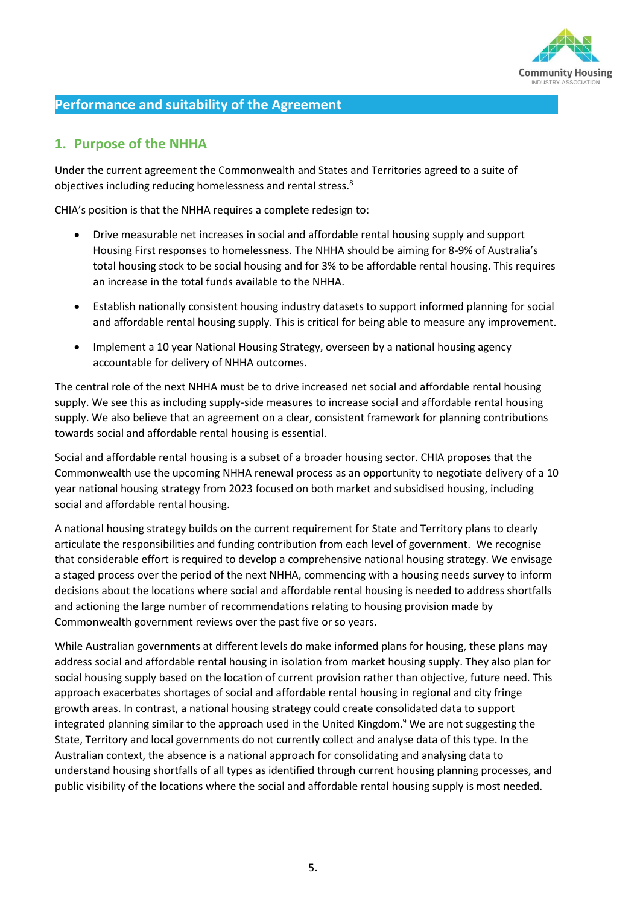## Performance and suitability of the Agreement

### 1. Purpose of the NHHA

Under the current agreement the Commonwealth and States and Territories agreed to a suite of objectives including reducing homelessness and rental stress.[8]

CHIA's position is that the NHHA requires a complete redesign to:

- Drive measurable net increases in social and affordable rental housing supply and support Housing First responses to homelessness. The NHHA should be aiming for 8-9% of Australia's total housing stock to be social housing and for 3% to be affordable rental housing. This requires an increase in the total funds available to the NHHA.
- Establish nationally consistent housing industry datasets to support informed planning for social and affordable rental housing supply. This is critical for being able to measure any improvement.
- Implement a 10 year National Housing Strategy, overseen by a national housing agency accountable for delivery of NHHA outcomes.

The central role of the next NHHA must be to drive increased net social and affordable rental housing supply. We see this as including supply-side measures to increase social and affordable rental housing supply. We also believe that an agreement on a clear, consistent framework for planning contributions towards social and affordable rental housing is essential.

Social and affordable rental housing is a subset of a broader housing sector. CHIA proposes that the Commonwealth use the upcoming NHHA renewal process as an opportunity to negotiate delivery of a 10 year national housing strategy from 2023 focused on both market and subsidised housing, including social and affordable rental housing.

A national housing strategy builds on the current requirement for State and Territory plans to clearly articulate the responsibilities and funding contribution from each level of government. We recognise that considerable effort is required to develop a comprehensive national housing strategy. We envisage a staged process over the period of the next NHHA, commencing with a housing needs survey to inform decisions about the locations where social and affordable rental housing is needed to address shortfalls and actioning the large number of recommendations relating to housing provision made by Commonwealth government reviews over the past five or so years.

While Australian governments at different levels do make informed plans for housing, these plans may address social and affordable rental housing in isolation from market housing supply. They also plan for social housing supply based on the location of current provision rather than objective, future need. This approach exacerbates shortages of social and affordable rental housing in regional and city fringe growth areas. In contrast, a national housing strategy could create consolidated data to support integrated planning similar to the approach used in the United Kingdom.[9] We are not suggesting the State, Territory and local governments do not currently collect and analyse data of this type. In the Australian context, the absence is a national approach for consolidating and analysing data to understand housing shortfalls of all types as identified through current housing planning processes, and public visibility of the locations where the social and affordable rental housing supply is most needed.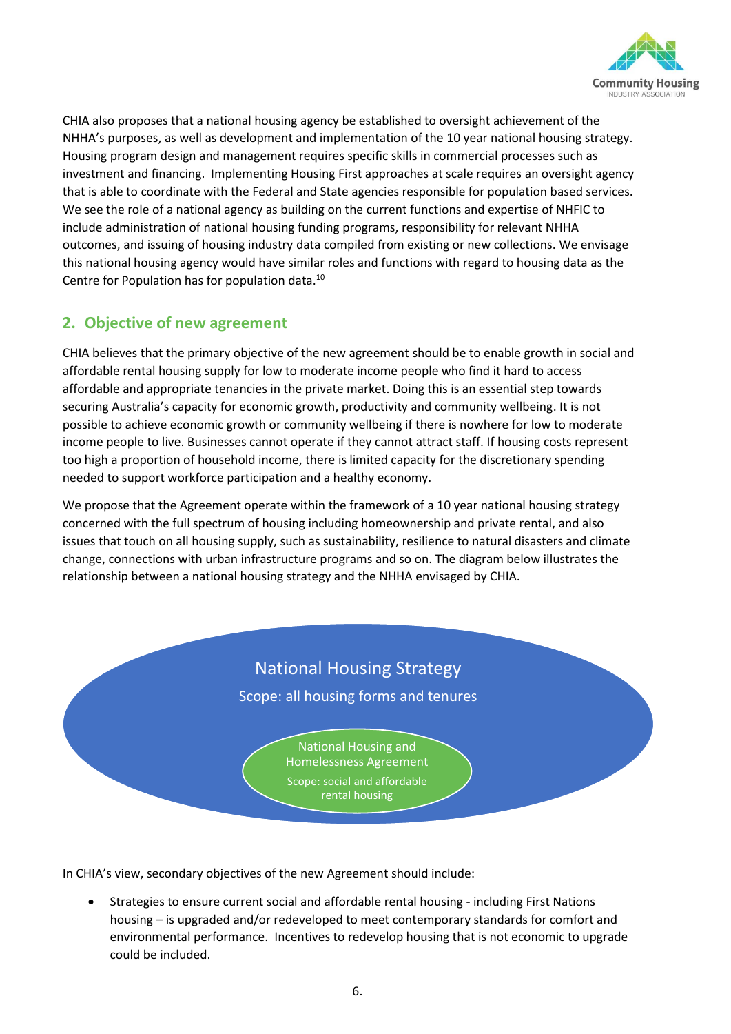CHIA also proposes that a national housing agency be established to oversight achievement of the NHHA's purposes, as well as development and implementation of the 10 year national housing strategy. Housing program design and management requires specific skills in commercial processes such as investment and financing. Implementing Housing First approaches at scale requires an oversight agency that is able to coordinate with the Federal and State agencies responsible for population based services. We see the role of a national agency as building on the current functions and expertise of NHFIC to include administration of national housing funding programs, responsibility for relevant NHHA outcomes, and issuing of housing industry data compiled from existing or new collections. We envisage this national housing agency would have similar roles and functions with regard to housing data as the Centre for Population has for population data.[10]

## 2. Objective of new agreement

CHIA believes that the primary objective of the new agreement should be to enable growth in social and affordable rental housing supply for low to moderate income people who find it hard to access affordable and appropriate tenancies in the private market. Doing this is an essential step towards securing Australia's capacity for economic growth, productivity and community wellbeing. It is not possible to achieve economic growth or community wellbeing if there is nowhere for low to moderate income people to live. Businesses cannot operate if they cannot attract staff. If housing costs represent too high a proportion of household income, there is limited capacity for the discretionary spending needed to support workforce participation and a healthy economy.

We propose that the Agreement operate within the framework of a 10 year national housing strategy concerned with the full spectrum of housing including homeownership and private rental, and also issues that touch on all housing supply, such as sustainability, resilience to natural disasters and climate change, connections with urban infrastructure programs and so on. The diagram below illustrates the relationship between a national housing strategy and the NHHA envisaged by CHIA.

National Housing Strategy

Scope: all housing forms and tenures

National Housing and Homelessness Agreement

Scope: social and affordable rental housing

In CHIA's view, secondary objectives of the new Agreement should include:

- Strategies to ensure current social and affordable rental housing - including First Nations housing – is upgraded and/or redeveloped to meet contemporary standards for comfort and environmental performance. Incentives to redevelop housing that is not economic to upgrade could be included.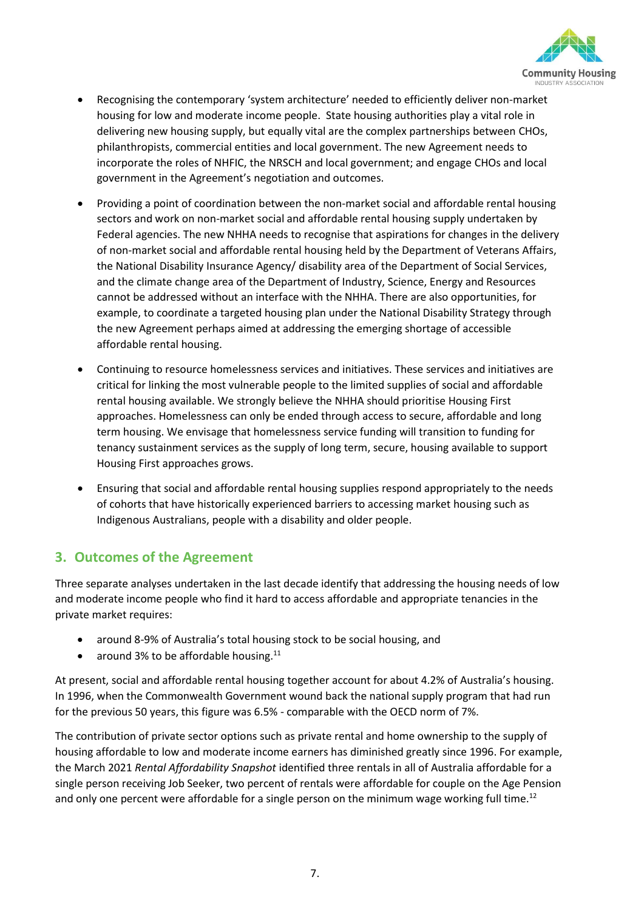- Recognising the contemporary 'system architecture' needed to efficiently deliver non-market housing for low and moderate income people. State housing authorities play a vital role in delivering new housing supply, but equally vital are the complex partnerships between CHOs, philanthropists, commercial entities and local government. The new Agreement needs to incorporate the roles of NHFIC, the NRSCH and local government; and engage CHOs and local government in the Agreement's negotiation and outcomes.

- Providing a point of coordination between the non-market social and affordable rental housing sectors and work on non-market social and affordable rental housing supply undertaken by Federal agencies. The new NHHA needs to recognise that aspirations for changes in the delivery of non-market social and affordable rental housing held by the Department of Veterans Affairs, the National Disability Insurance Agency/ disability area of the Department of Social Services, and the climate change area of the Department of Industry, Science, Energy and Resources cannot be addressed without an interface with the NHHA. There are also opportunities, for example, to coordinate a targeted housing plan under the National Disability Strategy through the new Agreement perhaps aimed at addressing the emerging shortage of accessible affordable rental housing.

- Continuing to resource homelessness services and initiatives. These services and initiatives are critical for linking the most vulnerable people to the limited supplies of social and affordable rental housing available. We strongly believe the NHHA should prioritise Housing First approaches. Homelessness can only be ended through access to secure, affordable and long term housing. We envisage that homelessness service funding will transition to funding for tenancy sustainment services as the supply of long term, secure, housing available to support Housing First approaches grows.

- Ensuring that social and affordable rental housing supplies respond appropriately to the needs of cohorts that have historically experienced barriers to accessing market housing such as Indigenous Australians, people with a disability and older people.

## 3. Outcomes of the Agreement

Three separate analyses undertaken in the last decade identify that addressing the housing needs of low and moderate income people who find it hard to access affordable and appropriate tenancies in the private market requires:

- around 8-9% of Australia's total housing stock to be social housing, and
- around 3% to be affordable housing.[11]

At present, social and affordable rental housing together account for about 4.2% of Australia's housing. In 1996, when the Commonwealth Government wound back the national supply program that had run for the previous 50 years, this figure was 6.5% - comparable with the OECD norm of 7%.

The contribution of private sector options such as private rental and home ownership to the supply of housing affordable to low and moderate income earners has diminished greatly since 1996. For example, the March 2021 *Rental Affordability Snapshot* identified three rentals in all of Australia affordable for a single person receiving Job Seeker, two percent of rentals were affordable for couple on the Age Pension and only one percent were affordable for a single person on the minimum wage working full time.[12]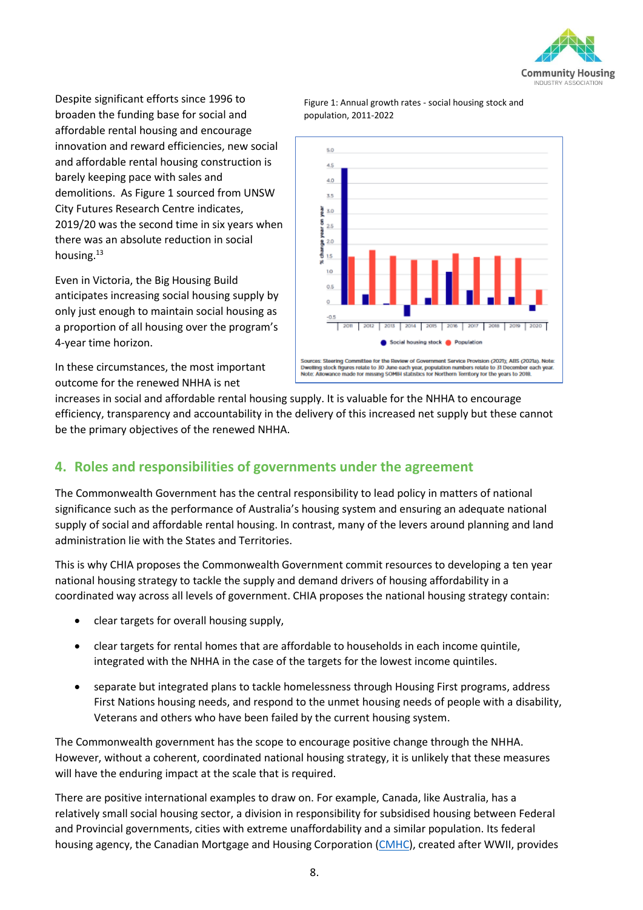Despite significant efforts since 1996 to broaden the funding base for social and affordable rental housing and encourage innovation and reward efficiencies, new social and affordable rental housing construction is barely keeping pace with sales and demolitions. As Figure 1 sourced from UNSW City Futures Research Centre indicates, 2019/20 was the second time in six years when there was an absolute reduction in social housing.[13]

Even in Victoria, the Big Housing Build anticipates increasing social housing supply by only just enough to maintain social housing as a proportion of all housing over the program's 4-year time horizon.

Figure 1: Annual growth rates - social housing stock and population, 2011-2022

Sources: Steering Committee for the Review of Government Service Provision (2021); ABS (2021a). Note: Dwelling stock figures relate to 30 June each year, population numbers relate to 31 December each year. Note: Allowance made for missing SOMIH statistics for Northern Territory for the years to 2018.

In these circumstances, the most important outcome for the renewed NHHA is net increases in social and affordable rental housing supply. It is valuable for the NHHA to encourage efficiency, transparency and accountability in the delivery of this increased net supply but these cannot be the primary objectives of the renewed NHHA.

## 4. Roles and responsibilities of governments under the agreement

The Commonwealth Government has the central responsibility to lead policy in matters of national significance such as the performance of Australia's housing system and ensuring an adequate national supply of social and affordable rental housing. In contrast, many of the levers around planning and land administration lie with the States and Territories.

This is why CHIA proposes the Commonwealth Government commit resources to developing a ten year national housing strategy to tackle the supply and demand drivers of housing affordability in a coordinated way across all levels of government. CHIA proposes the national housing strategy contain:

- clear targets for overall housing supply,
- clear targets for rental homes that are affordable to households in each income quintile, integrated with the NHHA in the case of the targets for the lowest income quintiles.
- separate but integrated plans to tackle homelessness through Housing First programs, address First Nations housing needs, and respond to the unmet housing needs of people with a disability, Veterans and others who have been failed by the current housing system.

The Commonwealth government has the scope to encourage positive change through the NHHA. However, without a coherent, coordinated national housing strategy, it is unlikely that these measures will have the enduring impact at the scale that is required.

There are positive international examples to draw on. For example, Canada, like Australia, has a relatively small social housing sector, a division in responsibility for subsidised housing between Federal and Provincial governments, cities with extreme unaffordability and a similar population. Its federal housing agency, the Canadian Mortgage and Housing Corporation (CMHC), created after WWII, provides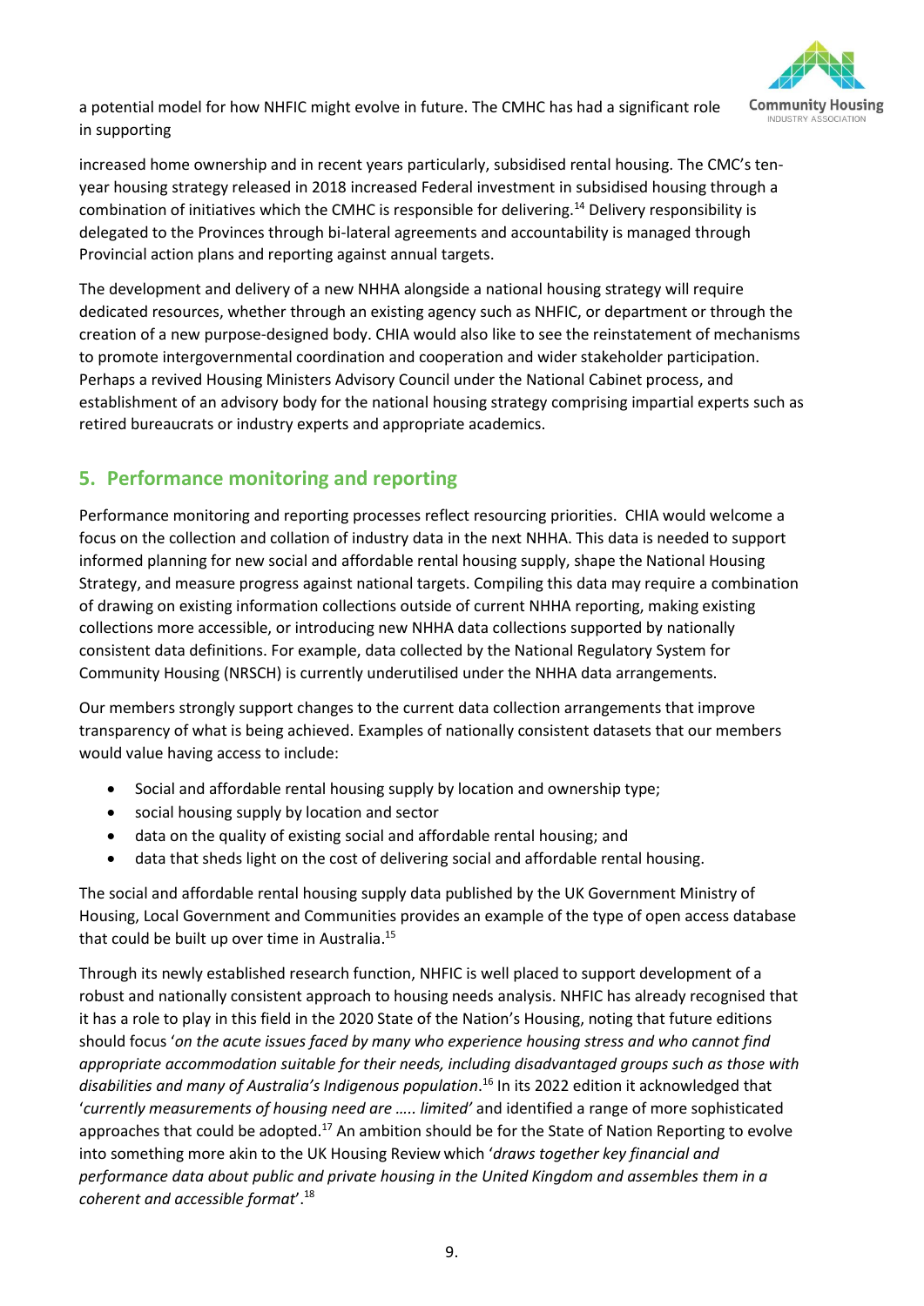a potential model for how NHFIC might evolve in future. The CMHC has had a significant role in supporting

increased home ownership and in recent years particularly, subsidised rental housing. The CMC's ten-year housing strategy released in 2018 increased Federal investment in subsidised housing through a combination of initiatives which the CMHC is responsible for delivering.[14] Delivery responsibility is delegated to the Provinces through bi-lateral agreements and accountability is managed through Provincial action plans and reporting against annual targets.

The development and delivery of a new NHHA alongside a national housing strategy will require dedicated resources, whether through an existing agency such as NHFIC, or department or through the creation of a new purpose-designed body. CHIA would also like to see the reinstatement of mechanisms to promote intergovernmental coordination and cooperation and wider stakeholder participation. Perhaps a revived Housing Ministers Advisory Council under the National Cabinet process, and establishment of an advisory body for the national housing strategy comprising impartial experts such as retired bureaucrats or industry experts and appropriate academics.

## 5. Performance monitoring and reporting

Performance monitoring and reporting processes reflect resourcing priorities. CHIA would welcome a focus on the collection and collation of industry data in the next NHHA. This data is needed to support informed planning for new social and affordable rental housing supply, shape the National Housing Strategy, and measure progress against national targets. Compiling this data may require a combination of drawing on existing information collections outside of current NHHA reporting, making existing collections more accessible, or introducing new NHHA data collections supported by nationally consistent data definitions. For example, data collected by the National Regulatory System for Community Housing (NRSCH) is currently underutilised under the NHHA data arrangements.

Our members strongly support changes to the current data collection arrangements that improve transparency of what is being achieved. Examples of nationally consistent datasets that our members would value having access to include:

- Social and affordable rental housing supply by location and ownership type;
- social housing supply by location and sector
- data on the quality of existing social and affordable rental housing; and
- data that sheds light on the cost of delivering social and affordable rental housing.

The social and affordable rental housing supply data published by the UK Government Ministry of Housing, Local Government and Communities provides an example of the type of open access database that could be built up over time in Australia.[15]

Through its newly established research function, NHFIC is well placed to support development of a robust and nationally consistent approach to housing needs analysis. NHFIC has already recognised that it has a role to play in this field in the 2020 State of the Nation's Housing, noting that future editions should focus '*on the acute issues faced by many who experience housing stress and who cannot find appropriate accommodation suitable for their needs, including disadvantaged groups such as those with disabilities and many of Australia's Indigenous population*.[16] In its 2022 edition it acknowledged that '*currently measurements of housing need are ….. limited'* and identified a range of more sophisticated approaches that could be adopted.[17] An ambition should be for the State of Nation Reporting to evolve into something more akin to the UK Housing Review which '*draws together key financial and performance data about public and private housing in the United Kingdom and assembles them in a coherent and accessible format*'.[18]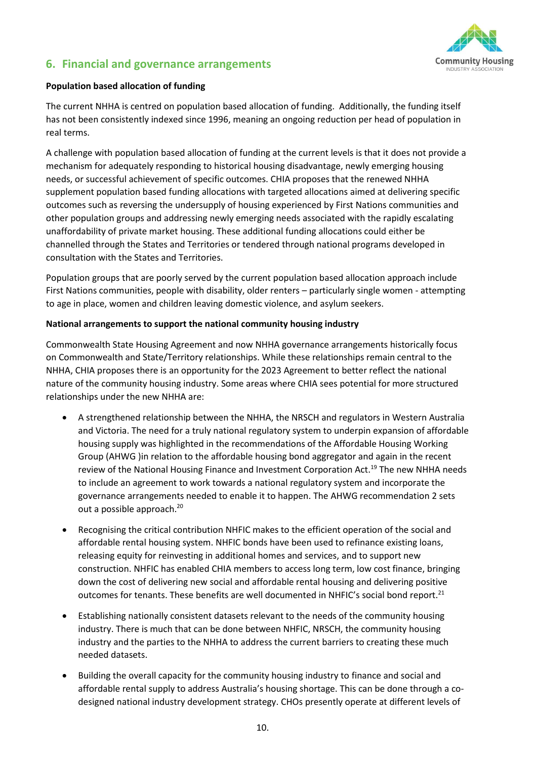## 6. Financial and governance arrangements

**Population based allocation of funding**

The current NHHA is centred on population based allocation of funding. Additionally, the funding itself has not been consistently indexed since 1996, meaning an ongoing reduction per head of population in real terms.

A challenge with population based allocation of funding at the current levels is that it does not provide a mechanism for adequately responding to historical housing disadvantage, newly emerging housing needs, or successful achievement of specific outcomes. CHIA proposes that the renewed NHHA supplement population based funding allocations with targeted allocations aimed at delivering specific outcomes such as reversing the undersupply of housing experienced by First Nations communities and other population groups and addressing newly emerging needs associated with the rapidly escalating unaffordability of private market housing. These additional funding allocations could either be channelled through the States and Territories or tendered through national programs developed in consultation with the States and Territories.

Population groups that are poorly served by the current population based allocation approach include First Nations communities, people with disability, older renters – particularly single women - attempting to age in place, women and children leaving domestic violence, and asylum seekers.

**National arrangements to support the national community housing industry**

Commonwealth State Housing Agreement and now NHHA governance arrangements historically focus on Commonwealth and State/Territory relationships. While these relationships remain central to the NHHA, CHIA proposes there is an opportunity for the 2023 Agreement to better reflect the national nature of the community housing industry. Some areas where CHIA sees potential for more structured relationships under the new NHHA are:

- A strengthened relationship between the NHHA, the NRSCH and regulators in Western Australia and Victoria. The need for a truly national regulatory system to underpin expansion of affordable housing supply was highlighted in the recommendations of the Affordable Housing Working Group (AHWG )in relation to the affordable housing bond aggregator and again in the recent review of the National Housing Finance and Investment Corporation Act.[19] The new NHHA needs to include an agreement to work towards a national regulatory system and incorporate the governance arrangements needed to enable it to happen. The AHWG recommendation 2 sets out a possible approach.[20]

- Recognising the critical contribution NHFIC makes to the efficient operation of the social and affordable rental housing system. NHFIC bonds have been used to refinance existing loans, releasing equity for reinvesting in additional homes and services, and to support new construction. NHFIC has enabled CHIA members to access long term, low cost finance, bringing down the cost of delivering new social and affordable rental housing and delivering positive outcomes for tenants. These benefits are well documented in NHFIC's social bond report.[21]

- Establishing nationally consistent datasets relevant to the needs of the community housing industry. There is much that can be done between NHFIC, NRSCH, the community housing industry and the parties to the NHHA to address the current barriers to creating these much needed datasets.

- Building the overall capacity for the community housing industry to finance and social and affordable rental supply to address Australia's housing shortage. This can be done through a co-designed national industry development strategy. CHOs presently operate at different levels of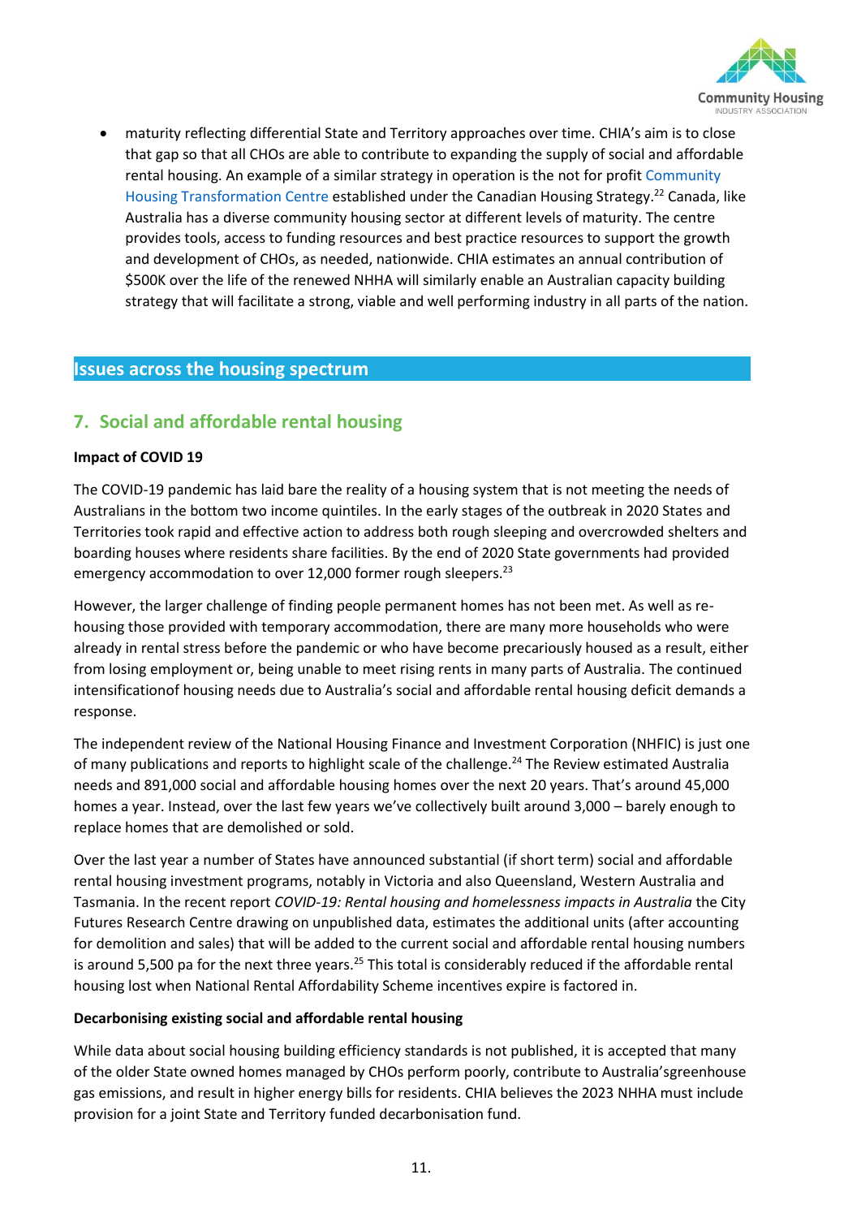- maturity reflecting differential State and Territory approaches over time. CHIA's aim is to close that gap so that all CHOs are able to contribute to expanding the supply of social and affordable rental housing. An example of a similar strategy in operation is the not for profit Community Housing Transformation Centre established under the Canadian Housing Strategy.[22] Canada, like Australia has a diverse community housing sector at different levels of maturity. The centre provides tools, access to funding resources and best practice resources to support the growth and development of CHOs, as needed, nationwide. CHIA estimates an annual contribution of $500K over the life of the renewed NHHA will similarly enable an Australian capacity building strategy that will facilitate a strong, viable and well performing industry in all parts of the nation.

## Issues across the housing spectrum

## 7. Social and affordable rental housing

**Impact of COVID 19**

The COVID-19 pandemic has laid bare the reality of a housing system that is not meeting the needs of Australians in the bottom two income quintiles. In the early stages of the outbreak in 2020 States and Territories took rapid and effective action to address both rough sleeping and overcrowded shelters and boarding houses where residents share facilities. By the end of 2020 State governments had provided emergency accommodation to over 12,000 former rough sleepers.[23]

However, the larger challenge of finding people permanent homes has not been met. As well as re-housing those provided with temporary accommodation, there are many more households who were already in rental stress before the pandemic or who have become precariously housed as a result, either from losing employment or, being unable to meet rising rents in many parts of Australia. The continued intensificationof housing needs due to Australia's social and affordable rental housing deficit demands a response.

The independent review of the National Housing Finance and Investment Corporation (NHFIC) is just one of many publications and reports to highlight scale of the challenge.[24] The Review estimated Australia needs and 891,000 social and affordable housing homes over the next 20 years. That's around 45,000 homes a year. Instead, over the last few years we've collectively built around 3,000 – barely enough to replace homes that are demolished or sold.

Over the last year a number of States have announced substantial (if short term) social and affordable rental housing investment programs, notably in Victoria and also Queensland, Western Australia and Tasmania. In the recent report *COVID-19: Rental housing and homelessness impacts in Australia* the City Futures Research Centre drawing on unpublished data, estimates the additional units (after accounting for demolition and sales) that will be added to the current social and affordable rental housing numbers is around 5,500 pa for the next three years.[25] This total is considerably reduced if the affordable rental housing lost when National Rental Affordability Scheme incentives expire is factored in.

**Decarbonising existing social and affordable rental housing**

While data about social housing building efficiency standards is not published, it is accepted that many of the older State owned homes managed by CHOs perform poorly, contribute to Australia'sgreenhouse gas emissions, and result in higher energy bills for residents. CHIA believes the 2023 NHHA must include provision for a joint State and Territory funded decarbonisation fund.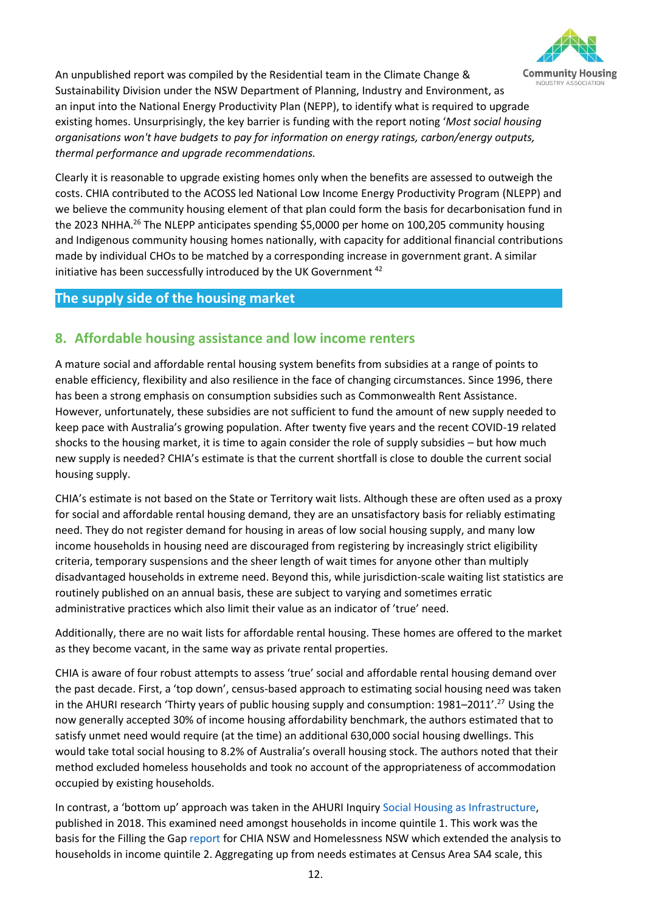An unpublished report was compiled by the Residential team in the Climate Change & Sustainability Division under the NSW Department of Planning, Industry and Environment, as an input into the National Energy Productivity Plan (NEPP), to identify what is required to upgrade existing homes. Unsurprisingly, the key barrier is funding with the report noting '*Most social housing organisations won't have budgets to pay for information on energy ratings, carbon/energy outputs, thermal performance and upgrade recommendations.*

Clearly it is reasonable to upgrade existing homes only when the benefits are assessed to outweigh the costs. CHIA contributed to the ACOSS led National Low Income Energy Productivity Program (NLEPP) and we believe the community housing element of that plan could form the basis for decarbonisation fund in the 2023 NHHA.[26] The NLEPP anticipates spending $5,0000 per home on 100,205 community housing and Indigenous community housing homes nationally, with capacity for additional financial contributions made by individual CHOs to be matched by a corresponding increase in government grant. A similar initiative has been successfully introduced by the UK Government [42]

## The supply side of the housing market

## 8. Affordable housing assistance and low income renters

A mature social and affordable rental housing system benefits from subsidies at a range of points to enable efficiency, flexibility and also resilience in the face of changing circumstances. Since 1996, there has been a strong emphasis on consumption subsidies such as Commonwealth Rent Assistance. However, unfortunately, these subsidies are not sufficient to fund the amount of new supply needed to keep pace with Australia's growing population. After twenty five years and the recent COVID-19 related shocks to the housing market, it is time to again consider the role of supply subsidies – but how much new supply is needed? CHIA's estimate is that the current shortfall is close to double the current social housing supply.

CHIA's estimate is not based on the State or Territory wait lists. Although these are often used as a proxy for social and affordable rental housing demand, they are an unsatisfactory basis for reliably estimating need. They do not register demand for housing in areas of low social housing supply, and many low income households in housing need are discouraged from registering by increasingly strict eligibility criteria, temporary suspensions and the sheer length of wait times for anyone other than multiply disadvantaged households in extreme need. Beyond this, while jurisdiction-scale waiting list statistics are routinely published on an annual basis, these are subject to varying and sometimes erratic administrative practices which also limit their value as an indicator of 'true' need.

Additionally, there are no wait lists for affordable rental housing. These homes are offered to the market as they become vacant, in the same way as private rental properties.

CHIA is aware of four robust attempts to assess 'true' social and affordable rental housing demand over the past decade. First, a 'top down', census-based approach to estimating social housing need was taken in the AHURI research 'Thirty years of public housing supply and consumption: 1981–2011'.[27] Using the now generally accepted 30% of income housing affordability benchmark, the authors estimated that to satisfy unmet need would require (at the time) an additional 630,000 social housing dwellings. This would take total social housing to 8.2% of Australia's overall housing stock. The authors noted that their method excluded homeless households and took no account of the appropriateness of accommodation occupied by existing households.

In contrast, a 'bottom up' approach was taken in the AHURI Inquiry Social Housing as Infrastructure, published in 2018. This examined need amongst households in income quintile 1. This work was the basis for the Filling the Gap report for CHIA NSW and Homelessness NSW which extended the analysis to households in income quintile 2. Aggregating up from needs estimates at Census Area SA4 scale, this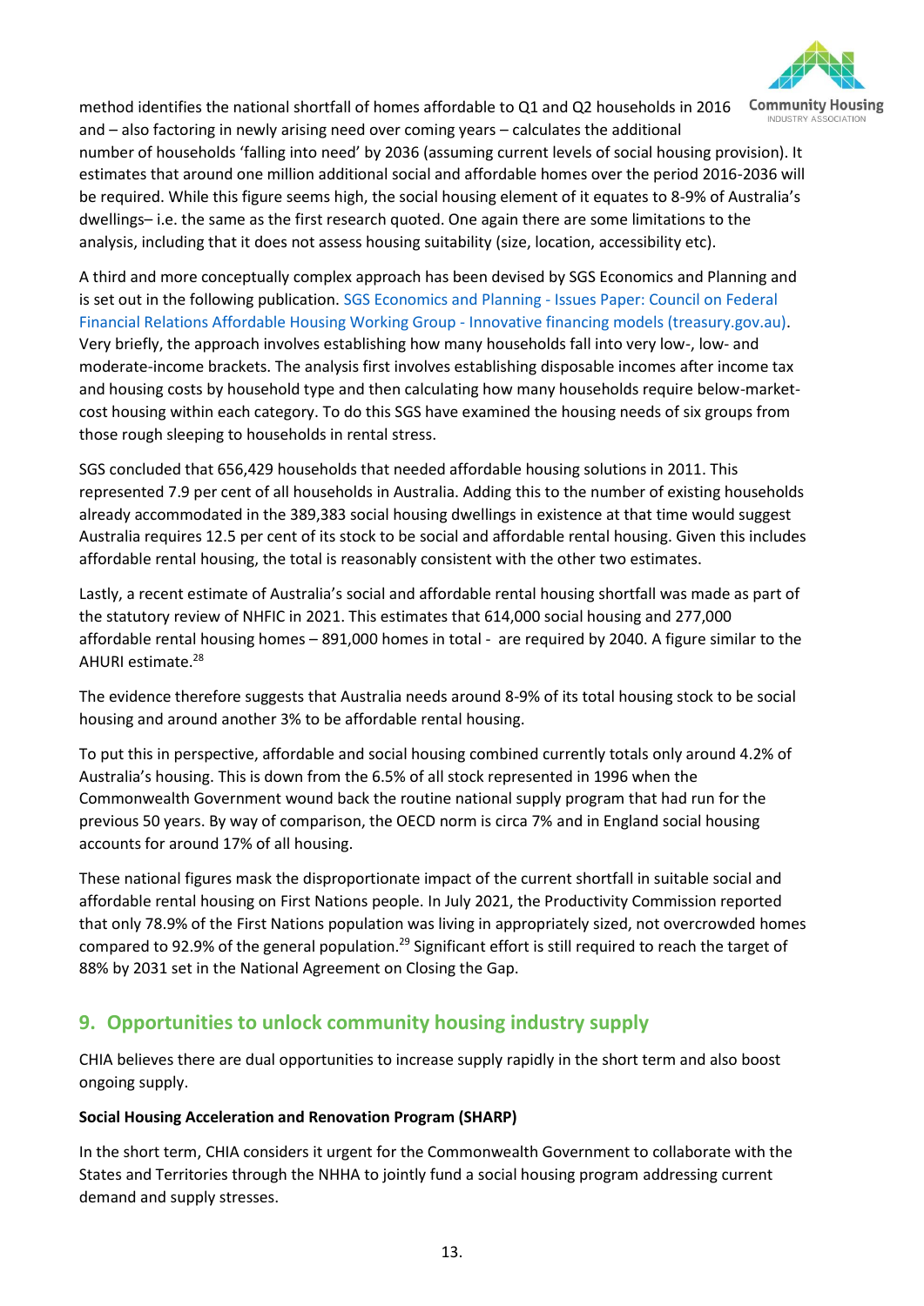method identifies the national shortfall of homes affordable to Q1 and Q2 households in 2016 and – also factoring in newly arising need over coming years – calculates the additional number of households 'falling into need' by 2036 (assuming current levels of social housing provision). It estimates that around one million additional social and affordable homes over the period 2016-2036 will be required. While this figure seems high, the social housing element of it equates to 8-9% of Australia's dwellings– i.e. the same as the first research quoted. One again there are some limitations to the analysis, including that it does not assess housing suitability (size, location, accessibility etc).

A third and more conceptually complex approach has been devised by SGS Economics and Planning and is set out in the following publication. SGS Economics and Planning - Issues Paper: Council on Federal Financial Relations Affordable Housing Working Group - Innovative financing models (treasury.gov.au). Very briefly, the approach involves establishing how many households fall into very low-, low- and moderate-income brackets. The analysis first involves establishing disposable incomes after income tax and housing costs by household type and then calculating how many households require below-market-cost housing within each category. To do this SGS have examined the housing needs of six groups from those rough sleeping to households in rental stress.

SGS concluded that 656,429 households that needed affordable housing solutions in 2011. This represented 7.9 per cent of all households in Australia. Adding this to the number of existing households already accommodated in the 389,383 social housing dwellings in existence at that time would suggest Australia requires 12.5 per cent of its stock to be social and affordable rental housing. Given this includes affordable rental housing, the total is reasonably consistent with the other two estimates.

Lastly, a recent estimate of Australia's social and affordable rental housing shortfall was made as part of the statutory review of NHFIC in 2021. This estimates that 614,000 social housing and 277,000 affordable rental housing homes – 891,000 homes in total - are required by 2040. A figure similar to the AHURI estimate.[28]

The evidence therefore suggests that Australia needs around 8-9% of its total housing stock to be social housing and around another 3% to be affordable rental housing.

To put this in perspective, affordable and social housing combined currently totals only around 4.2% of Australia's housing. This is down from the 6.5% of all stock represented in 1996 when the Commonwealth Government wound back the routine national supply program that had run for the previous 50 years. By way of comparison, the OECD norm is circa 7% and in England social housing accounts for around 17% of all housing.

These national figures mask the disproportionate impact of the current shortfall in suitable social and affordable rental housing on First Nations people. In July 2021, the Productivity Commission reported that only 78.9% of the First Nations population was living in appropriately sized, not overcrowded homes compared to 92.9% of the general population.[29] Significant effort is still required to reach the target of 88% by 2031 set in the National Agreement on Closing the Gap.

## 9. Opportunities to unlock community housing industry supply

CHIA believes there are dual opportunities to increase supply rapidly in the short term and also boost ongoing supply.

**Social Housing Acceleration and Renovation Program (SHARP)**

In the short term, CHIA considers it urgent for the Commonwealth Government to collaborate with the States and Territories through the NHHA to jointly fund a social housing program addressing current demand and supply stresses.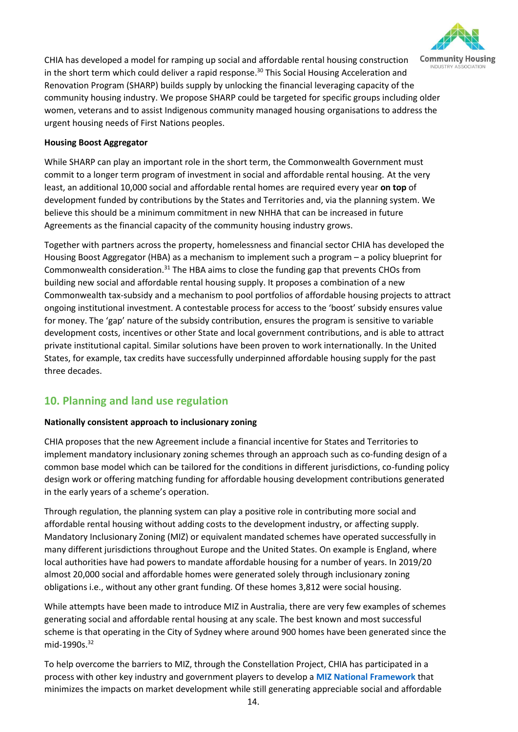CHIA has developed a model for ramping up social and affordable rental housing construction in the short term which could deliver a rapid response.[30] This Social Housing Acceleration and Renovation Program (SHARP) builds supply by unlocking the financial leveraging capacity of the community housing industry. We propose SHARP could be targeted for specific groups including older women, veterans and to assist Indigenous community managed housing organisations to address the urgent housing needs of First Nations peoples.

**Housing Boost Aggregator**

While SHARP can play an important role in the short term, the Commonwealth Government must commit to a longer term program of investment in social and affordable rental housing. At the very least, an additional 10,000 social and affordable rental homes are required every year **on top** of development funded by contributions by the States and Territories and, via the planning system. We believe this should be a minimum commitment in new NHHA that can be increased in future Agreements as the financial capacity of the community housing industry grows.

Together with partners across the property, homelessness and financial sector CHIA has developed the Housing Boost Aggregator (HBA) as a mechanism to implement such a program – a policy blueprint for Commonwealth consideration.[31] The HBA aims to close the funding gap that prevents CHOs from building new social and affordable rental housing supply. It proposes a combination of a new Commonwealth tax-subsidy and a mechanism to pool portfolios of affordable housing projects to attract ongoing institutional investment. A contestable process for access to the 'boost' subsidy ensures value for money. The 'gap' nature of the subsidy contribution, ensures the program is sensitive to variable development costs, incentives or other State and local government contributions, and is able to attract private institutional capital. Similar solutions have been proven to work internationally. In the United States, for example, tax credits have successfully underpinned affordable housing supply for the past three decades.

## 10. Planning and land use regulation

**Nationally consistent approach to inclusionary zoning**

CHIA proposes that the new Agreement include a financial incentive for States and Territories to implement mandatory inclusionary zoning schemes through an approach such as co-funding design of a common base model which can be tailored for the conditions in different jurisdictions, co-funding policy design work or offering matching funding for affordable housing development contributions generated in the early years of a scheme's operation.

Through regulation, the planning system can play a positive role in contributing more social and affordable rental housing without adding costs to the development industry, or affecting supply. Mandatory Inclusionary Zoning (MIZ) or equivalent mandated schemes have operated successfully in many different jurisdictions throughout Europe and the United States. On example is England, where local authorities have had powers to mandate affordable housing for a number of years. In 2019/20 almost 20,000 social and affordable homes were generated solely through inclusionary zoning obligations i.e., without any other grant funding. Of these homes 3,812 were social housing.

While attempts have been made to introduce MIZ in Australia, there are very few examples of schemes generating social and affordable rental housing at any scale. The best known and most successful scheme is that operating in the City of Sydney where around 900 homes have been generated since the mid-1990s.[32]

To help overcome the barriers to MIZ, through the Constellation Project, CHIA has participated in a process with other key industry and government players to develop a **MIZ National Framework** that minimizes the impacts on market development while still generating appreciable social and affordable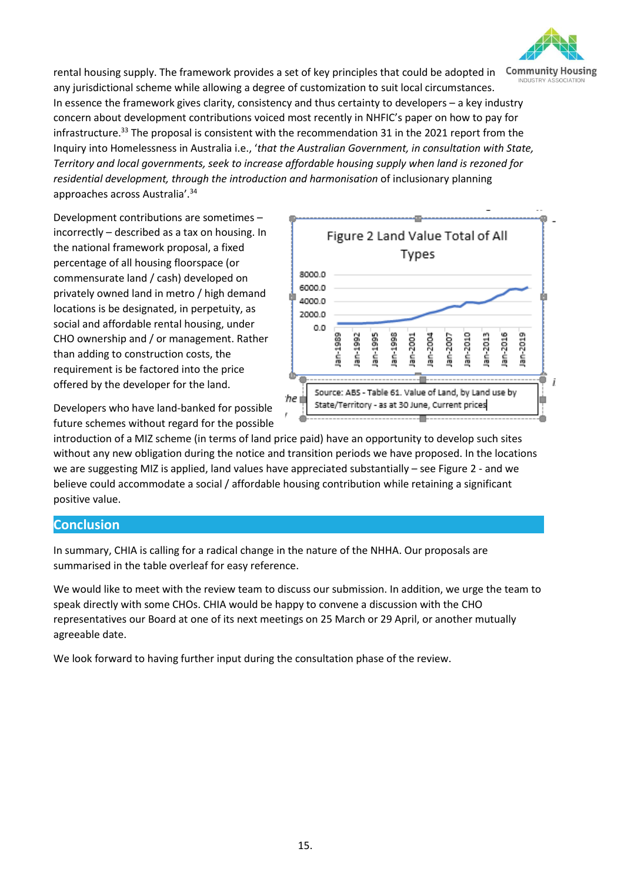rental housing supply. The framework provides a set of key principles that could be adopted in any jurisdictional scheme while allowing a degree of customization to suit local circumstances. In essence the framework gives clarity, consistency and thus certainty to developers – a key industry concern about development contributions voiced most recently in NHFIC's paper on how to pay for infrastructure.[33] The proposal is consistent with the recommendation 31 in the 2021 report from the Inquiry into Homelessness in Australia i.e., '*that the Australian Government, in consultation with State, Territory and local governments, seek to increase affordable housing supply when land is rezoned for residential development, through the introduction and harmonisation* of inclusionary planning approaches across Australia'.[34]

Development contributions are sometimes – incorrectly – described as a tax on housing. In the national framework proposal, a fixed percentage of all housing floorspace (or commensurate land / cash) developed on privately owned land in metro / high demand locations is be designated, in perpetuity, as social and affordable rental housing, under CHO ownership and / or management. Rather than adding to construction costs, the requirement is be factored into the price offered by the developer for the land.

Figure 2 Land Value Total of All Types

Source: ABS - Table 61. Value of Land, by Land use by State/Territory - as at 30 June, Current prices

Developers who have land-banked for possible future schemes without regard for the possible introduction of a MIZ scheme (in terms of land price paid) have an opportunity to develop such sites without any new obligation during the notice and transition periods we have proposed. In the locations we are suggesting MIZ is applied, land values have appreciated substantially – see Figure 2 - and we believe could accommodate a social / affordable housing contribution while retaining a significant positive value.

## Conclusion

In summary, CHIA is calling for a radical change in the nature of the NHHA. Our proposals are summarised in the table overleaf for easy reference.

We would like to meet with the review team to discuss our submission. In addition, we urge the team to speak directly with some CHOs. CHIA would be happy to convene a discussion with the CHO representatives our Board at one of its next meetings on 25 March or 29 April, or another mutually agreeable date.

We look forward to having further input during the consultation phase of the review.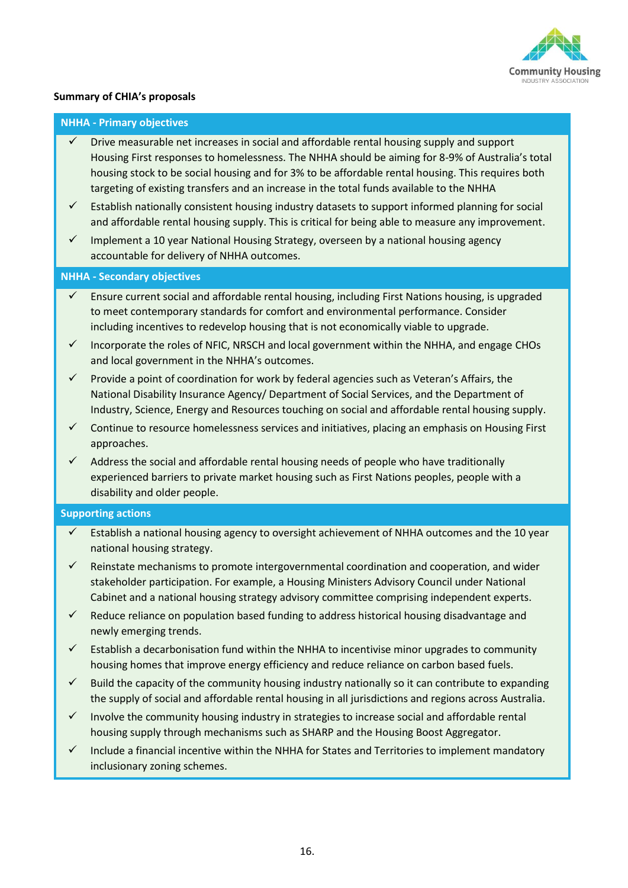**Summary of CHIA's proposals**

### NHHA - Primary objectives

- ✓ Drive measurable net increases in social and affordable rental housing supply and support Housing First responses to homelessness. The NHHA should be aiming for 8-9% of Australia's total housing stock to be social housing and for 3% to be affordable rental housing. This requires both targeting of existing transfers and an increase in the total funds available to the NHHA
- ✓ Establish nationally consistent housing industry datasets to support informed planning for social and affordable rental housing supply. This is critical for being able to measure any improvement.
- ✓ Implement a 10 year National Housing Strategy, overseen by a national housing agency accountable for delivery of NHHA outcomes.

### NHHA - Secondary objectives

- ✓ Ensure current social and affordable rental housing, including First Nations housing, is upgraded to meet contemporary standards for comfort and environmental performance. Consider including incentives to redevelop housing that is not economically viable to upgrade.
- ✓ Incorporate the roles of NFIC, NRSCH and local government within the NHHA, and engage CHOs and local government in the NHHA's outcomes.
- ✓ Provide a point of coordination for work by federal agencies such as Veteran's Affairs, the National Disability Insurance Agency/ Department of Social Services, and the Department of Industry, Science, Energy and Resources touching on social and affordable rental housing supply.
- ✓ Continue to resource homelessness services and initiatives, placing an emphasis on Housing First approaches.
- ✓ Address the social and affordable rental housing needs of people who have traditionally experienced barriers to private market housing such as First Nations peoples, people with a disability and older people.

### Supporting actions

- ✓ Establish a national housing agency to oversight achievement of NHHA outcomes and the 10 year national housing strategy.
- ✓ Reinstate mechanisms to promote intergovernmental coordination and cooperation, and wider stakeholder participation. For example, a Housing Ministers Advisory Council under National Cabinet and a national housing strategy advisory committee comprising independent experts.
- ✓ Reduce reliance on population based funding to address historical housing disadvantage and newly emerging trends.
- ✓ Establish a decarbonisation fund within the NHHA to incentivise minor upgrades to community housing homes that improve energy efficiency and reduce reliance on carbon based fuels.
- ✓ Build the capacity of the community housing industry nationally so it can contribute to expanding the supply of social and affordable rental housing in all jurisdictions and regions across Australia.
- ✓ Involve the community housing industry in strategies to increase social and affordable rental housing supply through mechanisms such as SHARP and the Housing Boost Aggregator.
- ✓ Include a financial incentive within the NHHA for States and Territories to implement mandatory inclusionary zoning schemes.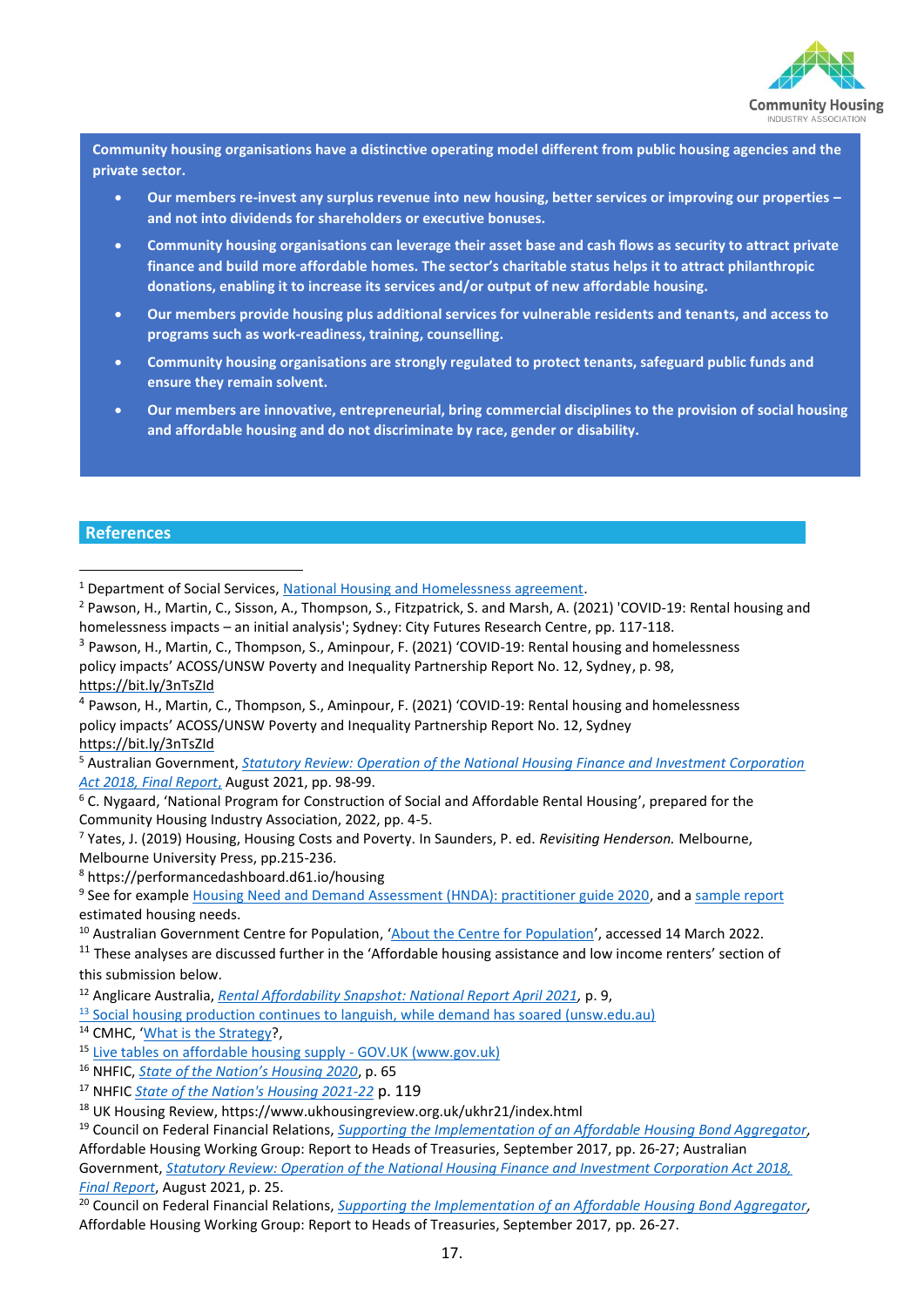**Community housing organisations have a distinctive operating model different from public housing agencies and the private sector.**

- **Our members re-invest any surplus revenue into new housing, better services or improving our properties – and not into dividends for shareholders or executive bonuses.**
- **Community housing organisations can leverage their asset base and cash flows as security to attract private finance and build more affordable homes. The sector's charitable status helps it to attract philanthropic donations, enabling it to increase its services and/or output of new affordable housing.**
- **Our members provide housing plus additional services for vulnerable residents and tenants, and access to programs such as work-readiness, training, counselling.**
- **Community housing organisations are strongly regulated to protect tenants, safeguard public funds and ensure they remain solvent.**
- **Our members are innovative, entrepreneurial, bring commercial disciplines to the provision of social housing and affordable housing and do not discriminate by race, gender or disability.**

## References

[1] Department of Social Services, National Housing and Homelessness agreement.

[2] Pawson, H., Martin, C., Sisson, A., Thompson, S., Fitzpatrick, S. and Marsh, A. (2021) 'COVID-19: Rental housing and homelessness impacts – an initial analysis'; Sydney: City Futures Research Centre, pp. 117-118.

[3] Pawson, H., Martin, C., Thompson, S., Aminpour, F. (2021) 'COVID-19: Rental housing and homelessness policy impacts' ACOSS/UNSW Poverty and Inequality Partnership Report No. 12, Sydney, p. 98, https://bit.ly/3nTsZld

[4] Pawson, H., Martin, C., Thompson, S., Aminpour, F. (2021) 'COVID-19: Rental housing and homelessness policy impacts' ACOSS/UNSW Poverty and Inequality Partnership Report No. 12, Sydney https://bit.ly/3nTsZld

[5] Australian Government, *Statutory Review: Operation of the National Housing Finance and Investment Corporation Act 2018, Final Report*, August 2021, pp. 98-99.

[6] C. Nygaard, 'National Program for Construction of Social and Affordable Rental Housing', prepared for the Community Housing Industry Association, 2022, pp. 4-5.

[7] Yates, J. (2019) Housing, Housing Costs and Poverty. In Saunders, P. ed. *Revisiting Henderson.* Melbourne, Melbourne University Press, pp.215-236.

[8] https://performancedashboard.d61.io/housing

[9] See for example Housing Need and Demand Assessment (HNDA): practitioner guide 2020, and a sample report estimated housing needs.

[10] Australian Government Centre for Population, 'About the Centre for Population', accessed 14 March 2022.

[11] These analyses are discussed further in the 'Affordable housing assistance and low income renters' section of this submission below.

[12] Anglicare Australia, *Rental Affordability Snapshot: National Report April 2021*, p. 9,

[13] Social housing production continues to languish, while demand has soared (unsw.edu.au)

[14] CMHC, 'What is the Strategy?,

[15] Live tables on affordable housing supply - GOV.UK (www.gov.uk)

[16] NHFIC, *State of the Nation's Housing 2020*, p. 65

[17] NHFIC *State of the Nation's Housing 2021-22* p. 119

[18] UK Housing Review, https://www.ukhousingreview.org.uk/ukhr21/index.html

[19] Council on Federal Financial Relations, *Supporting the Implementation of an Affordable Housing Bond Aggregator*, Affordable Housing Working Group: Report to Heads of Treasuries, September 2017, pp. 26-27; Australian Government, *Statutory Review: Operation of the National Housing Finance and Investment Corporation Act 2018, Final Report*, August 2021, p. 25.

[20] Council on Federal Financial Relations, *Supporting the Implementation of an Affordable Housing Bond Aggregator*, Affordable Housing Working Group: Report to Heads of Treasuries, September 2017, pp. 26-27.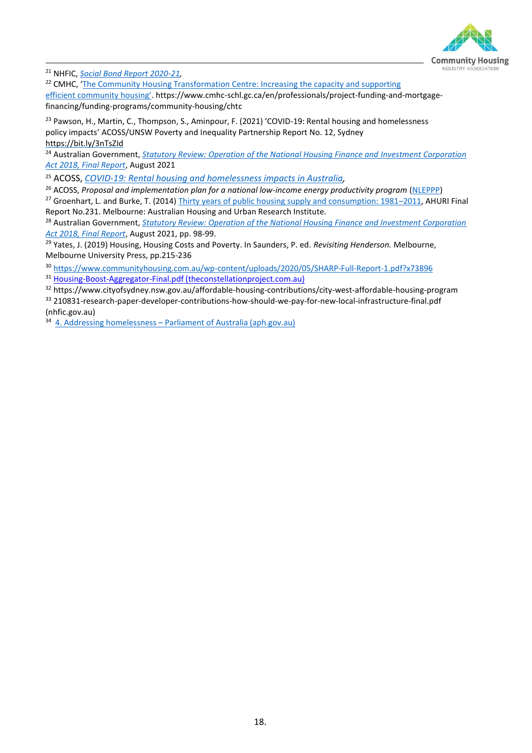[21] NHFIC, *Social Bond Report 2020-21*,

[22] CMHC, 'The Community Housing Transformation Centre: Increasing the capacity and supporting efficient community housing'. https://www.cmhc-schl.gc.ca/en/professionals/project-funding-and-mortgage-financing/funding-programs/community-housing/chtc

[23] Pawson, H., Martin, C., Thompson, S., Aminpour, F. (2021) 'COVID-19: Rental housing and homelessness policy impacts' ACOSS/UNSW Poverty and Inequality Partnership Report No. 12, Sydney https://bit.ly/3nTsZId

[24] Australian Government, *Statutory Review: Operation of the National Housing Finance and Investment Corporation Act 2018, Final Report*, August 2021

[25] ACOSS, *COVID-19: Rental housing and homelessness impacts in Australia*,

[26] ACOSS, *Proposal and implementation plan for a national low-income energy productivity program* (NLEPPP)

[27] Groenhart, L. and Burke, T. (2014) Thirty years of public housing supply and consumption: 1981–2011, AHURI Final Report No.231. Melbourne: Australian Housing and Urban Research Institute.

[28] Australian Government, *Statutory Review: Operation of the National Housing Finance and Investment Corporation Act 2018, Final Report*, August 2021, pp. 98-99.

[29] Yates, J. (2019) Housing, Housing Costs and Poverty. In Saunders, P. ed. *Revisiting Henderson.* Melbourne, Melbourne University Press, pp.215-236

[30] https://www.communityhousing.com.au/wp-content/uploads/2020/05/SHARP-Full-Report-1.pdf?x73896

[31] Housing-Boost-Aggregator-Final.pdf (theconstellationproject.com.au)

[32] https://www.cityofsydney.nsw.gov.au/affordable-housing-contributions/city-west-affordable-housing-program

[33] 210831-research-paper-developer-contributions-how-should-we-pay-for-new-local-infrastructure-final.pdf (nhfic.gov.au)

[34] 4. Addressing homelessness – Parliament of Australia (aph.gov.au)